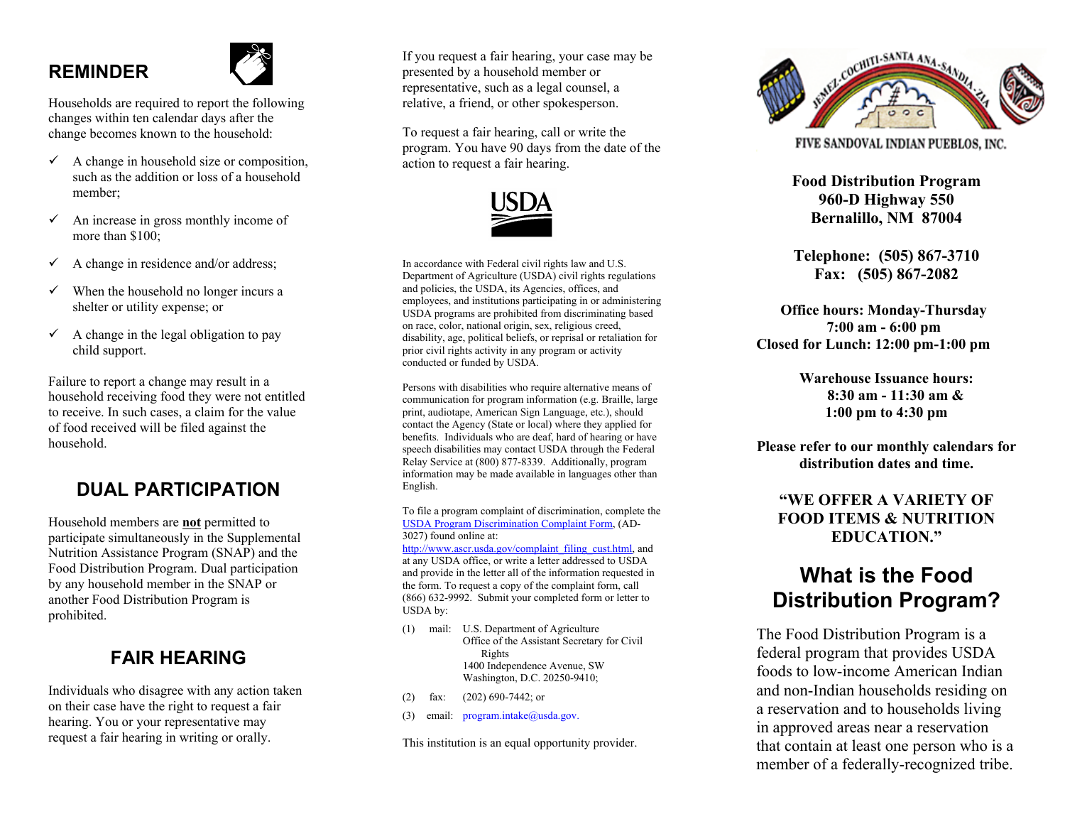## REMINDER

Households are required to report the following changes within ten calendar days after the change becomes known to the household:

- ✓ A change in household size or composition, such as the addition or loss of a household member;
- ✓ An increase in gross monthly income of more than $100;
- ✓ A change in residence and/or address;
- ✓ When the household no longer incurs a shelter or utility expense; or
- ✓ A change in the legal obligation to pay child support.

Failure to report a change may result in a household receiving food they were not entitled to receive. In such cases, a claim for the value of food received will be filed against the household.

## DUAL PARTICIPATION

Household members are **not** permitted to participate simultaneously in the Supplemental Nutrition Assistance Program (SNAP) and the Food Distribution Program. Dual participation by any household member in the SNAP or another Food Distribution Program is prohibited.

## FAIR HEARING

Individuals who disagree with any action taken on their case have the right to request a fair hearing. You or your representative may request a fair hearing in writing or orally.

If you request a fair hearing, your case may be presented by a household member or representative, such as a legal counsel, a relative, a friend, or other spokesperson.

To request a fair hearing, call or write the program. You have 90 days from the date of the action to request a fair hearing.

USDA

In accordance with Federal civil rights law and U.S. Department of Agriculture (USDA) civil rights regulations and policies, the USDA, its Agencies, offices, and employees, and institutions participating in or administering USDA programs are prohibited from discriminating based on race, color, national origin, sex, religious creed, disability, age, political beliefs, or reprisal or retaliation for prior civil rights activity in any program or activity conducted or funded by USDA.

Persons with disabilities who require alternative means of communication for program information (e.g. Braille, large print, audiotape, American Sign Language, etc.), should contact the Agency (State or local) where they applied for benefits. Individuals who are deaf, hard of hearing or have speech disabilities may contact USDA through the Federal Relay Service at (800) 877-8339. Additionally, program information may be made available in languages other than English.

To file a program complaint of discrimination, complete the USDA Program Discrimination Complaint Form, (AD-3027) found online at: http://www.ascr.usda.gov/complaint_filing_cust.html, and at any USDA office, or write a letter addressed to USDA and provide in the letter all of the information requested in the form. To request a copy of the complaint form, call (866) 632-9992. Submit your completed form or letter to USDA by:

(1) mail: U.S. Department of Agriculture
Office of the Assistant Secretary for Civil Rights
1400 Independence Avenue, SW
Washington, D.C. 20250-9410;

(2) fax: (202) 690-7442; or

(3) email: program.intake@usda.gov.

This institution is an equal opportunity provider.

JEMEZ-COCHITI-SANTA ANA-SANDIA-ZIA

FIVE SANDOVAL INDIAN PUEBLOS, INC.

**Food Distribution Program**
**960-D Highway 550**
**Bernalillo, NM 87004**

**Telephone: (505) 867-3710**
**Fax: (505) 867-2082**

**Office hours: Monday-Thursday**
**7:00 am - 6:00 pm**
**Closed for Lunch: 12:00 pm-1:00 pm**

**Warehouse Issuance hours:**
**8:30 am - 11:30 am &**
**1:00 pm to 4:30 pm**

**Please refer to our monthly calendars for distribution dates and time.**

**"WE OFFER A VARIETY OF FOOD ITEMS & NUTRITION EDUCATION."**

## What is the Food Distribution Program?

The Food Distribution Program is a federal program that provides USDA foods to low-income American Indian and non-Indian households residing on a reservation and to households living in approved areas near a reservation that contain at least one person who is a member of a federally-recognized tribe.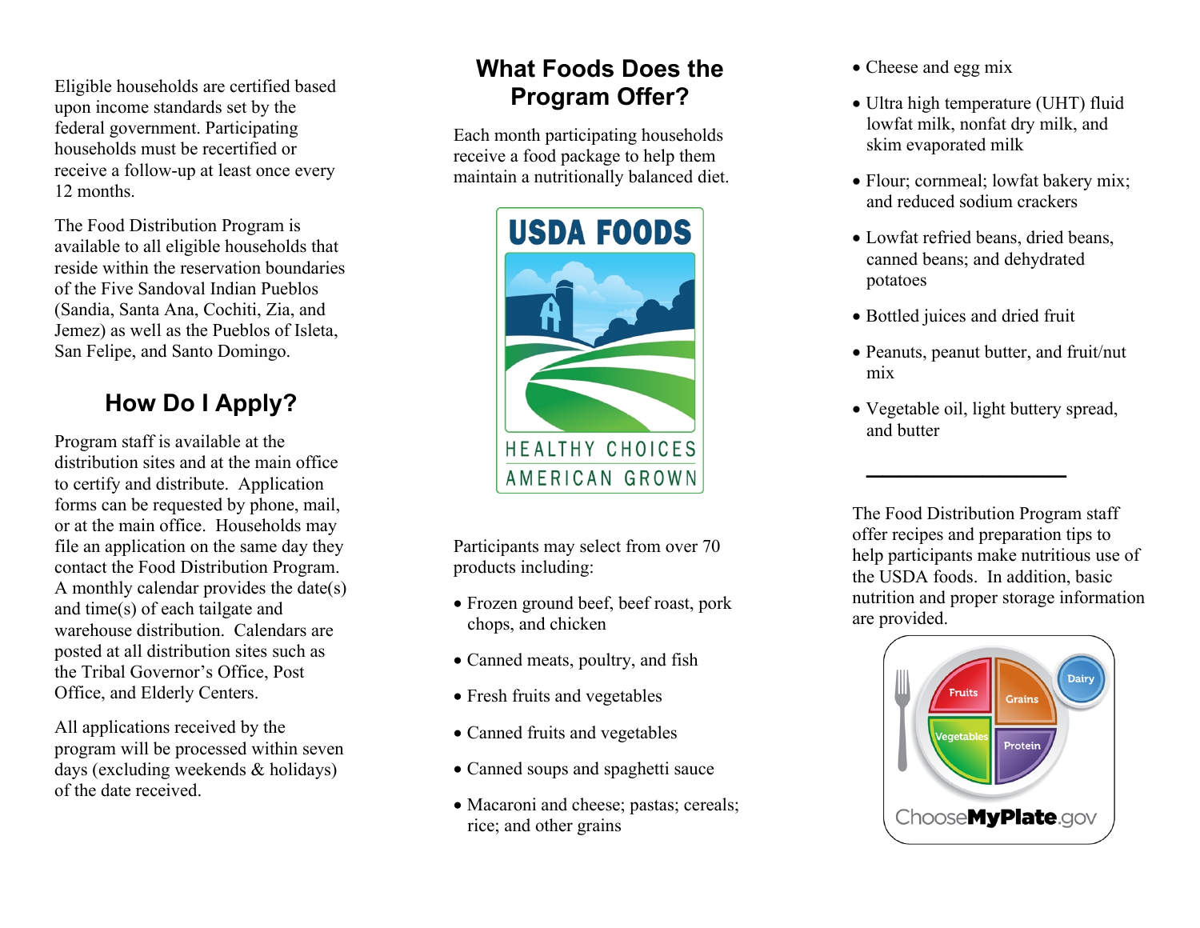Eligible households are certified based upon income standards set by the federal government. Participating households must be recertified or receive a follow-up at least once every 12 months.

The Food Distribution Program is available to all eligible households that reside within the reservation boundaries of the Five Sandoval Indian Pueblos (Sandia, Santa Ana, Cochiti, Zia, and Jemez) as well as the Pueblos of Isleta, San Felipe, and Santo Domingo.

## How Do I Apply?

Program staff is available at the distribution sites and at the main office to certify and distribute. Application forms can be requested by phone, mail, or at the main office. Households may file an application on the same day they contact the Food Distribution Program. A monthly calendar provides the date(s) and time(s) of each tailgate and warehouse distribution. Calendars are posted at all distribution sites such as the Tribal Governor's Office, Post Office, and Elderly Centers.

All applications received by the program will be processed within seven days (excluding weekends & holidays) of the date received.

## What Foods Does the Program Offer?

Each month participating households receive a food package to help them maintain a nutritionally balanced diet.

USDA FOODS
HEALTHY CHOICES
AMERICAN GROWN

Participants may select from over 70 products including:

- Frozen ground beef, beef roast, pork chops, and chicken
- Canned meats, poultry, and fish
- Fresh fruits and vegetables
- Canned fruits and vegetables
- Canned soups and spaghetti sauce
- Macaroni and cheese; pastas; cereals; rice; and other grains
- Cheese and egg mix
- Ultra high temperature (UHT) fluid lowfat milk, nonfat dry milk, and skim evaporated milk
- Flour; cornmeal; lowfat bakery mix; and reduced sodium crackers
- Lowfat refried beans, dried beans, canned beans; and dehydrated potatoes
- Bottled juices and dried fruit
- Peanuts, peanut butter, and fruit/nut mix
- Vegetable oil, light buttery spread, and butter

---

The Food Distribution Program staff offer recipes and preparation tips to help participants make nutritious use of the USDA foods. In addition, basic nutrition and proper storage information are provided.

Fruits
Grains
Dairy
Vegetables
Protein
ChooseMyPlate.gov